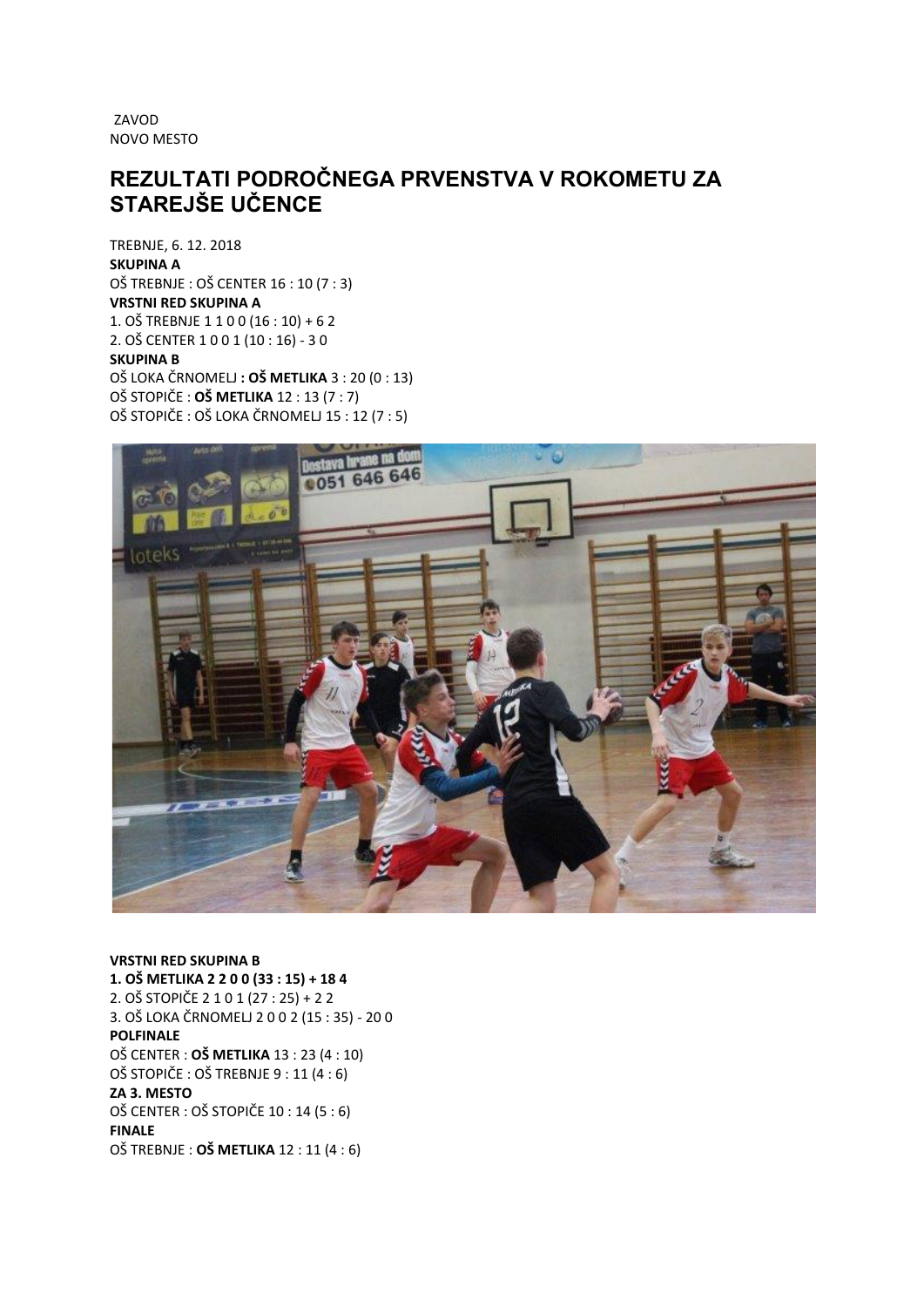ZAVOD
NOVO MESTO

# REZULTATI PODROČNEGA PRVENSTVA V ROKOMETU ZA STAREJŠE UČENCE

TREBNJE, 6. 12. 2018

**SKUPINA A**

OŠ TREBNJE : OŠ CENTER 16 : 10 (7 : 3)

**VRSTNI RED SKUPINA A**

1. OŠ TREBNJE 1 1 0 0 (16 : 10) + 6 2
2. OŠ CENTER 1 0 0 1 (10 : 16) - 3 0

**SKUPINA B**

OŠ LOKA ČRNOMELJ **: OŠ METLIKA** 3 : 20 (0 : 13)
OŠ STOPIČE : **OŠ METLIKA** 12 : 13 (7 : 7)
OŠ STOPIČE : OŠ LOKA ČRNOMELJ 15 : 12 (7 : 5)

**VRSTNI RED SKUPINA B**

**1. OŠ METLIKA 2 2 0 0 (33 : 15) + 18 4**
2. OŠ STOPIČE 2 1 0 1 (27 : 25) + 2 2
3. OŠ LOKA ČRNOMELJ 2 0 0 2 (15 : 35) - 20 0

**POLFINALE**

OŠ CENTER : **OŠ METLIKA** 13 : 23 (4 : 10)
OŠ STOPIČE : OŠ TREBNJE 9 : 11 (4 : 6)

**ZA 3. MESTO**

OŠ CENTER : OŠ STOPIČE 10 : 14 (5 : 6)

**FINALE**

OŠ TREBNJE : **OŠ METLIKA** 12 : 11 (4 : 6)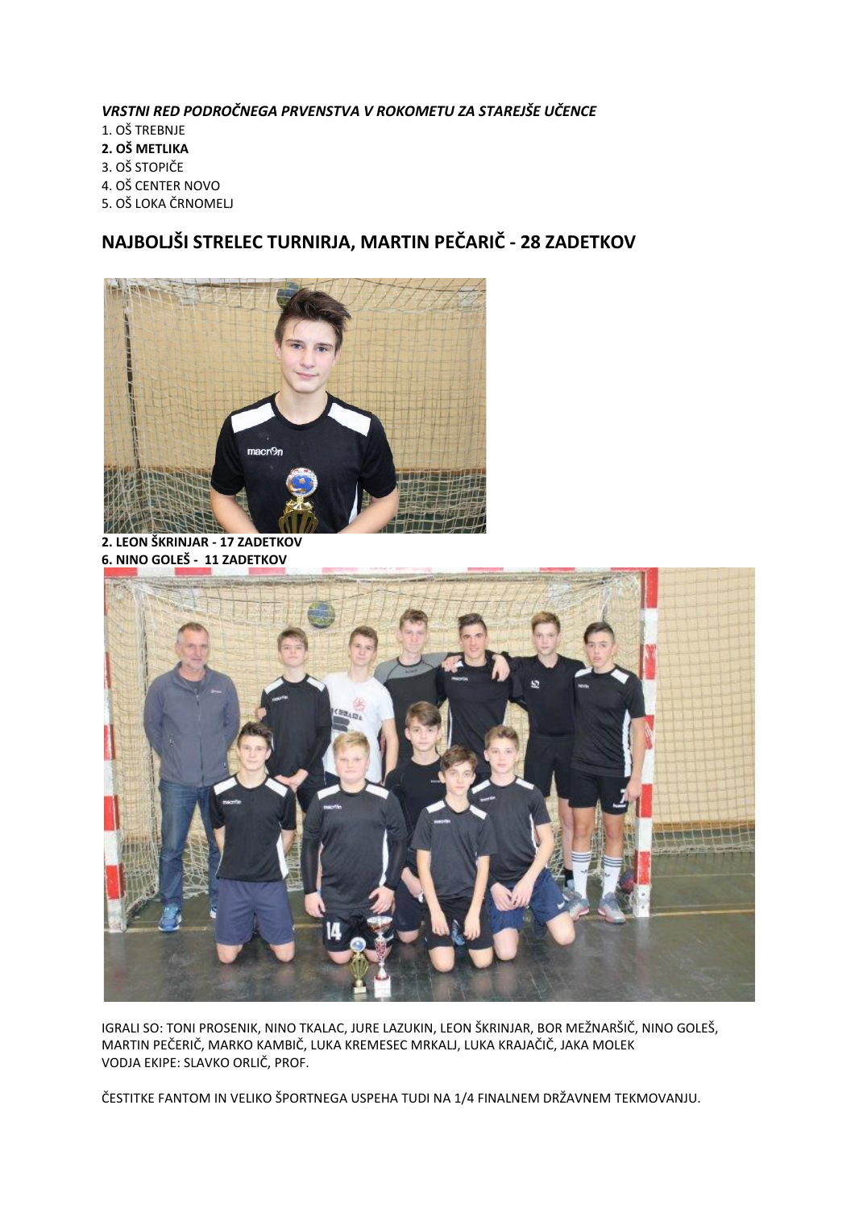***VRSTNI RED PODROČNEGA PRVENSTVA V ROKOMETU ZA STAREJŠE UČENCE***

1. OŠ TREBNJE
2. **OŠ METLIKA**
3. OŠ STOPIČE
4. OŠ CENTER NOVO
5. OŠ LOKA ČRNOMELJ

## NAJBOLJŠI STRELEC TURNIRJA, MARTIN PEČARIČ - 28 ZADETKOV

**2. LEON ŠKRINJAR - 17 ZADETKOV**

**6. NINO GOLEŠ - 11 ZADETKOV**

IGRALI SO: TONI PROSENIK, NINO TKALAC, JURE LAZUKIN, LEON ŠKRINJAR, BOR MEŽNARŠIČ, NINO GOLEŠ, MARTIN PEČERIČ, MARKO KAMBIČ, LUKA KREMESEC MRKALJ, LUKA KRAJAČIČ, JAKA MOLEK

VODJA EKIPE: SLAVKO ORLIČ, PROF.

ČESTITKE FANTOM IN VELIKO ŠPORTNEGA USPEHA TUDI NA 1/4 FINALNEM DRŽAVNEM TEKMOVANJU.